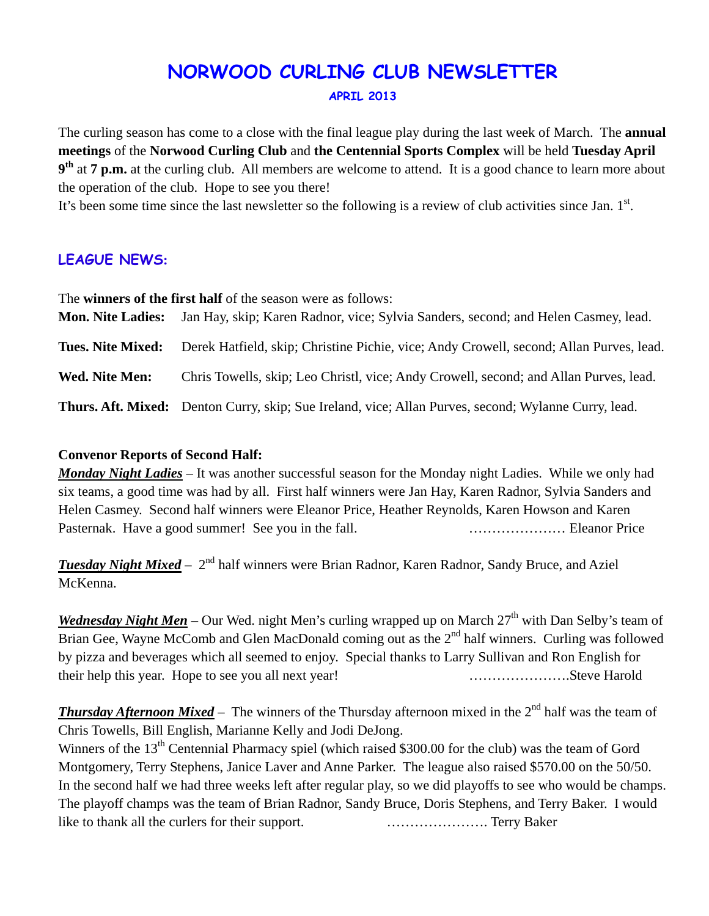# NORWOOD CURLING CLUB NEWSLETTER

### APRIL 2013

The curling season has come to a close with the final league play during the last week of March. The **annual meetings** of the **Norwood Curling Club** and **the Centennial Sports Complex** will be held **Tuesday April 9th** at **7 p.m.** at the curling club. All members are welcome to attend. It is a good chance to learn more about the operation of the club. Hope to see you there!

It's been some time since the last newsletter so the following is a review of club activities since Jan. 1st.

## LEAGUE NEWS:

The **winners of the first half** of the season were as follows:

**Mon. Nite Ladies:** Jan Hay, skip; Karen Radnor, vice; Sylvia Sanders, second; and Helen Casmey, lead.

**Tues. Nite Mixed:** Derek Hatfield, skip; Christine Pichie, vice; Andy Crowell, second; Allan Purves, lead.

**Wed. Nite Men:** Chris Towells, skip; Leo Christl, vice; Andy Crowell, second; and Allan Purves, lead.

**Thurs. Aft. Mixed:** Denton Curry, skip; Sue Ireland, vice; Allan Purves, second; Wylanne Curry, lead.

**Convenor Reports of Second Half:**

***Monday Night Ladies*** – It was another successful season for the Monday night Ladies. While we only had six teams, a good time was had by all. First half winners were Jan Hay, Karen Radnor, Sylvia Sanders and Helen Casmey. Second half winners were Eleanor Price, Heather Reynolds, Karen Howson and Karen Pasternak. Have a good summer! See you in the fall. ………………… Eleanor Price

***Tuesday Night Mixed*** – 2nd half winners were Brian Radnor, Karen Radnor, Sandy Bruce, and Aziel McKenna.

***Wednesday Night Men*** – Our Wed. night Men's curling wrapped up on March 27th with Dan Selby's team of Brian Gee, Wayne McComb and Glen MacDonald coming out as the 2nd half winners. Curling was followed by pizza and beverages which all seemed to enjoy. Special thanks to Larry Sullivan and Ron English for their help this year. Hope to see you all next year! ………………….Steve Harold

***Thursday Afternoon Mixed*** – The winners of the Thursday afternoon mixed in the 2nd half was the team of Chris Towells, Bill English, Marianne Kelly and Jodi DeJong.

Winners of the 13th Centennial Pharmacy spiel (which raised $300.00 for the club) was the team of Gord Montgomery, Terry Stephens, Janice Laver and Anne Parker. The league also raised $570.00 on the 50/50. In the second half we had three weeks left after regular play, so we did playoffs to see who would be champs. The playoff champs was the team of Brian Radnor, Sandy Bruce, Doris Stephens, and Terry Baker. I would like to thank all the curlers for their support. …………………. Terry Baker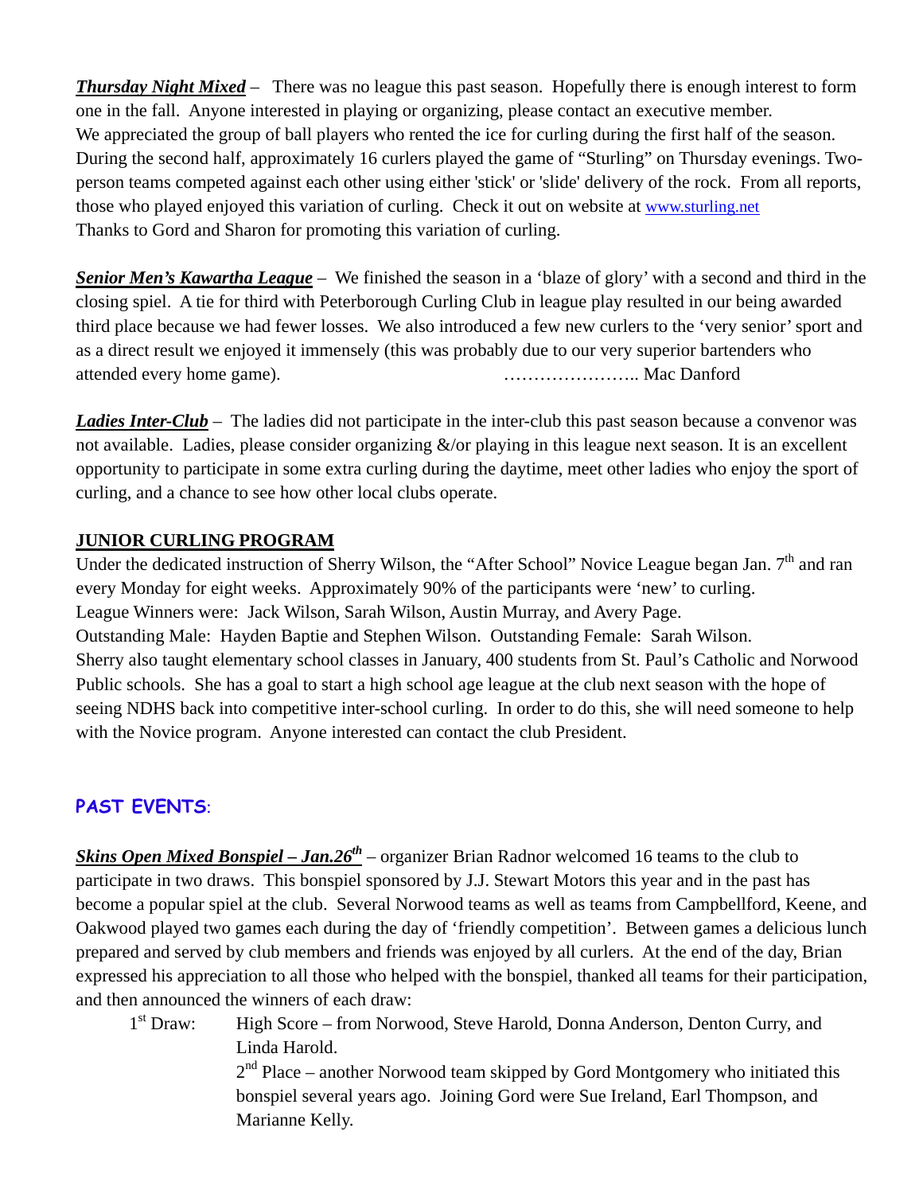***Thursday Night Mixed*** – There was no league this past season. Hopefully there is enough interest to form one in the fall. Anyone interested in playing or organizing, please contact an executive member. We appreciated the group of ball players who rented the ice for curling during the first half of the season. During the second half, approximately 16 curlers played the game of "Sturling" on Thursday evenings. Two-person teams competed against each other using either 'stick' or 'slide' delivery of the rock. From all reports, those who played enjoyed this variation of curling. Check it out on website at www.sturling.net
Thanks to Gord and Sharon for promoting this variation of curling.

***Senior Men's Kawartha League*** – We finished the season in a 'blaze of glory' with a second and third in the closing spiel. A tie for third with Peterborough Curling Club in league play resulted in our being awarded third place because we had fewer losses. We also introduced a few new curlers to the 'very senior' sport and as a direct result we enjoyed it immensely (this was probably due to our very superior bartenders who attended every home game). ………………….. Mac Danford

***Ladies Inter-Club*** – The ladies did not participate in the inter-club this past season because a convenor was not available. Ladies, please consider organizing &/or playing in this league next season. It is an excellent opportunity to participate in some extra curling during the daytime, meet other ladies who enjoy the sport of curling, and a chance to see how other local clubs operate.

**JUNIOR CURLING PROGRAM**

Under the dedicated instruction of Sherry Wilson, the "After School" Novice League began Jan. 7th and ran every Monday for eight weeks. Approximately 90% of the participants were 'new' to curling.
League Winners were: Jack Wilson, Sarah Wilson, Austin Murray, and Avery Page.
Outstanding Male: Hayden Baptie and Stephen Wilson. Outstanding Female: Sarah Wilson.
Sherry also taught elementary school classes in January, 400 students from St. Paul's Catholic and Norwood Public schools. She has a goal to start a high school age league at the club next season with the hope of seeing NDHS back into competitive inter-school curling. In order to do this, she will need someone to help with the Novice program. Anyone interested can contact the club President.

## PAST EVENTS:

***Skins Open Mixed Bonspiel – Jan.26th*** – organizer Brian Radnor welcomed 16 teams to the club to participate in two draws. This bonspiel sponsored by J.J. Stewart Motors this year and in the past has become a popular spiel at the club. Several Norwood teams as well as teams from Campbellford, Keene, and Oakwood played two games each during the day of 'friendly competition'. Between games a delicious lunch prepared and served by club members and friends was enjoyed by all curlers. At the end of the day, Brian expressed his appreciation to all those who helped with the bonspiel, thanked all teams for their participation, and then announced the winners of each draw:

1st Draw: High Score – from Norwood, Steve Harold, Donna Anderson, Denton Curry, and Linda Harold.

2nd Place – another Norwood team skipped by Gord Montgomery who initiated this bonspiel several years ago. Joining Gord were Sue Ireland, Earl Thompson, and Marianne Kelly.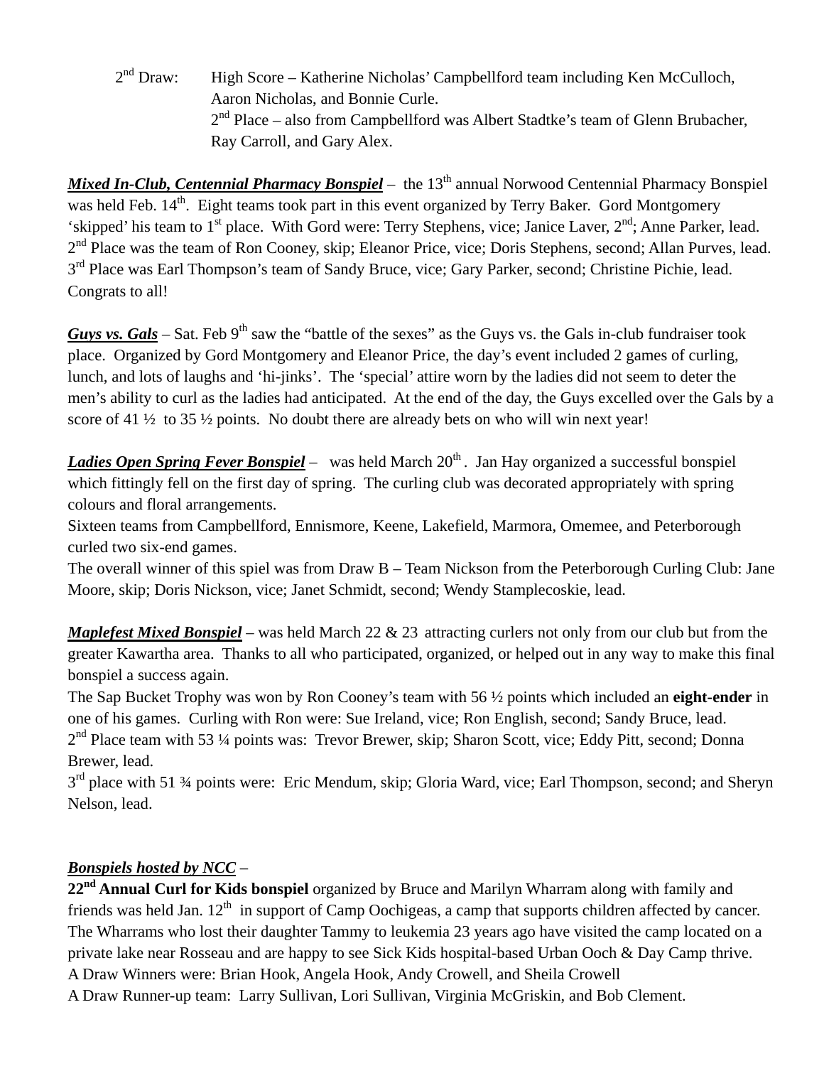2nd Draw: High Score – Katherine Nicholas' Campbellford team including Ken McCulloch, Aaron Nicholas, and Bonnie Curle.
2nd Place – also from Campbellford was Albert Stadtke's team of Glenn Brubacher, Ray Carroll, and Gary Alex.

***Mixed In-Club, Centennial Pharmacy Bonspiel*** – the 13th annual Norwood Centennial Pharmacy Bonspiel was held Feb. 14th. Eight teams took part in this event organized by Terry Baker. Gord Montgomery 'skipped' his team to 1st place. With Gord were: Terry Stephens, vice; Janice Laver, 2nd; Anne Parker, lead. 2nd Place was the team of Ron Cooney, skip; Eleanor Price, vice; Doris Stephens, second; Allan Purves, lead. 3rd Place was Earl Thompson's team of Sandy Bruce, vice; Gary Parker, second; Christine Pichie, lead. Congrats to all!

***Guys vs. Gals*** – Sat. Feb 9th saw the "battle of the sexes" as the Guys vs. the Gals in-club fundraiser took place. Organized by Gord Montgomery and Eleanor Price, the day's event included 2 games of curling, lunch, and lots of laughs and 'hi-jinks'. The 'special' attire worn by the ladies did not seem to deter the men's ability to curl as the ladies had anticipated. At the end of the day, the Guys excelled over the Gals by a score of 41 ½ to 35 ½ points. No doubt there are already bets on who will win next year!

***Ladies Open Spring Fever Bonspiel*** – was held March 20th. Jan Hay organized a successful bonspiel which fittingly fell on the first day of spring. The curling club was decorated appropriately with spring colours and floral arrangements.
Sixteen teams from Campbellford, Ennismore, Keene, Lakefield, Marmora, Omemee, and Peterborough curled two six-end games.
The overall winner of this spiel was from Draw B – Team Nickson from the Peterborough Curling Club: Jane Moore, skip; Doris Nickson, vice; Janet Schmidt, second; Wendy Stamplecoskie, lead.

***Maplefest Mixed Bonspiel*** – was held March 22 & 23 attracting curlers not only from our club but from the greater Kawartha area. Thanks to all who participated, organized, or helped out in any way to make this final bonspiel a success again.
The Sap Bucket Trophy was won by Ron Cooney's team with 56 ½ points which included an **eight-ender** in one of his games. Curling with Ron were: Sue Ireland, vice; Ron English, second; Sandy Bruce, lead.
2nd Place team with 53 ¼ points was: Trevor Brewer, skip; Sharon Scott, vice; Eddy Pitt, second; Donna Brewer, lead.
3rd place with 51 ¾ points were: Eric Mendum, skip; Gloria Ward, vice; Earl Thompson, second; and Sheryn Nelson, lead.

***Bonspiels hosted by NCC*** –
**22nd Annual Curl for Kids bonspiel** organized by Bruce and Marilyn Wharram along with family and friends was held Jan. 12th in support of Camp Oochigeas, a camp that supports children affected by cancer. The Wharrams who lost their daughter Tammy to leukemia 23 years ago have visited the camp located on a private lake near Rosseau and are happy to see Sick Kids hospital-based Urban Ooch & Day Camp thrive.
A Draw Winners were: Brian Hook, Angela Hook, Andy Crowell, and Sheila Crowell
A Draw Runner-up team: Larry Sullivan, Lori Sullivan, Virginia McGriskin, and Bob Clement.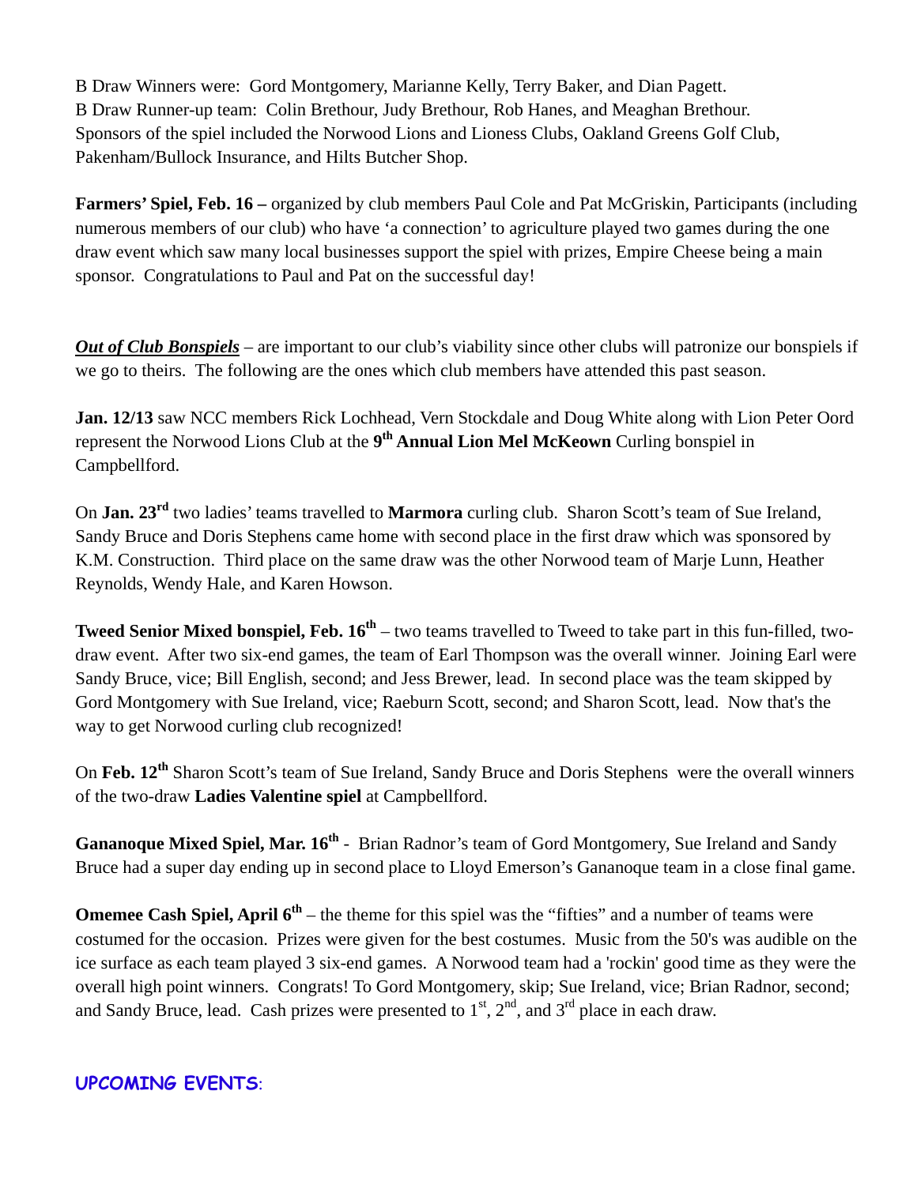B Draw Winners were: Gord Montgomery, Marianne Kelly, Terry Baker, and Dian Pagett.
B Draw Runner-up team: Colin Brethour, Judy Brethour, Rob Hanes, and Meaghan Brethour.
Sponsors of the spiel included the Norwood Lions and Lioness Clubs, Oakland Greens Golf Club, Pakenham/Bullock Insurance, and Hilts Butcher Shop.

**Farmers' Spiel, Feb. 16 –** organized by club members Paul Cole and Pat McGriskin, Participants (including numerous members of our club) who have 'a connection' to agriculture played two games during the one draw event which saw many local businesses support the spiel with prizes, Empire Cheese being a main sponsor. Congratulations to Paul and Pat on the successful day!

***Out of Club Bonspiels*** – are important to our club's viability since other clubs will patronize our bonspiels if we go to theirs. The following are the ones which club members have attended this past season.

**Jan. 12/13** saw NCC members Rick Lochhead, Vern Stockdale and Doug White along with Lion Peter Oord represent the Norwood Lions Club at the **9th Annual Lion Mel McKeown** Curling bonspiel in Campbellford.

On **Jan. 23rd** two ladies' teams travelled to **Marmora** curling club. Sharon Scott's team of Sue Ireland, Sandy Bruce and Doris Stephens came home with second place in the first draw which was sponsored by K.M. Construction. Third place on the same draw was the other Norwood team of Marje Lunn, Heather Reynolds, Wendy Hale, and Karen Howson.

**Tweed Senior Mixed bonspiel, Feb. 16th** – two teams travelled to Tweed to take part in this fun-filled, two-draw event. After two six-end games, the team of Earl Thompson was the overall winner. Joining Earl were Sandy Bruce, vice; Bill English, second; and Jess Brewer, lead. In second place was the team skipped by Gord Montgomery with Sue Ireland, vice; Raeburn Scott, second; and Sharon Scott, lead. Now that's the way to get Norwood curling club recognized!

On **Feb. 12th** Sharon Scott's team of Sue Ireland, Sandy Bruce and Doris Stephens were the overall winners of the two-draw **Ladies Valentine spiel** at Campbellford.

**Gananoque Mixed Spiel, Mar. 16th** - Brian Radnor's team of Gord Montgomery, Sue Ireland and Sandy Bruce had a super day ending up in second place to Lloyd Emerson's Gananoque team in a close final game.

**Omemee Cash Spiel, April 6th** – the theme for this spiel was the "fifties" and a number of teams were costumed for the occasion. Prizes were given for the best costumes. Music from the 50's was audible on the ice surface as each team played 3 six-end games. A Norwood team had a 'rockin' good time as they were the overall high point winners. Congrats! To Gord Montgomery, skip; Sue Ireland, vice; Brian Radnor, second; and Sandy Bruce, lead. Cash prizes were presented to 1st, 2nd, and 3rd place in each draw.

## UPCOMING EVENTS: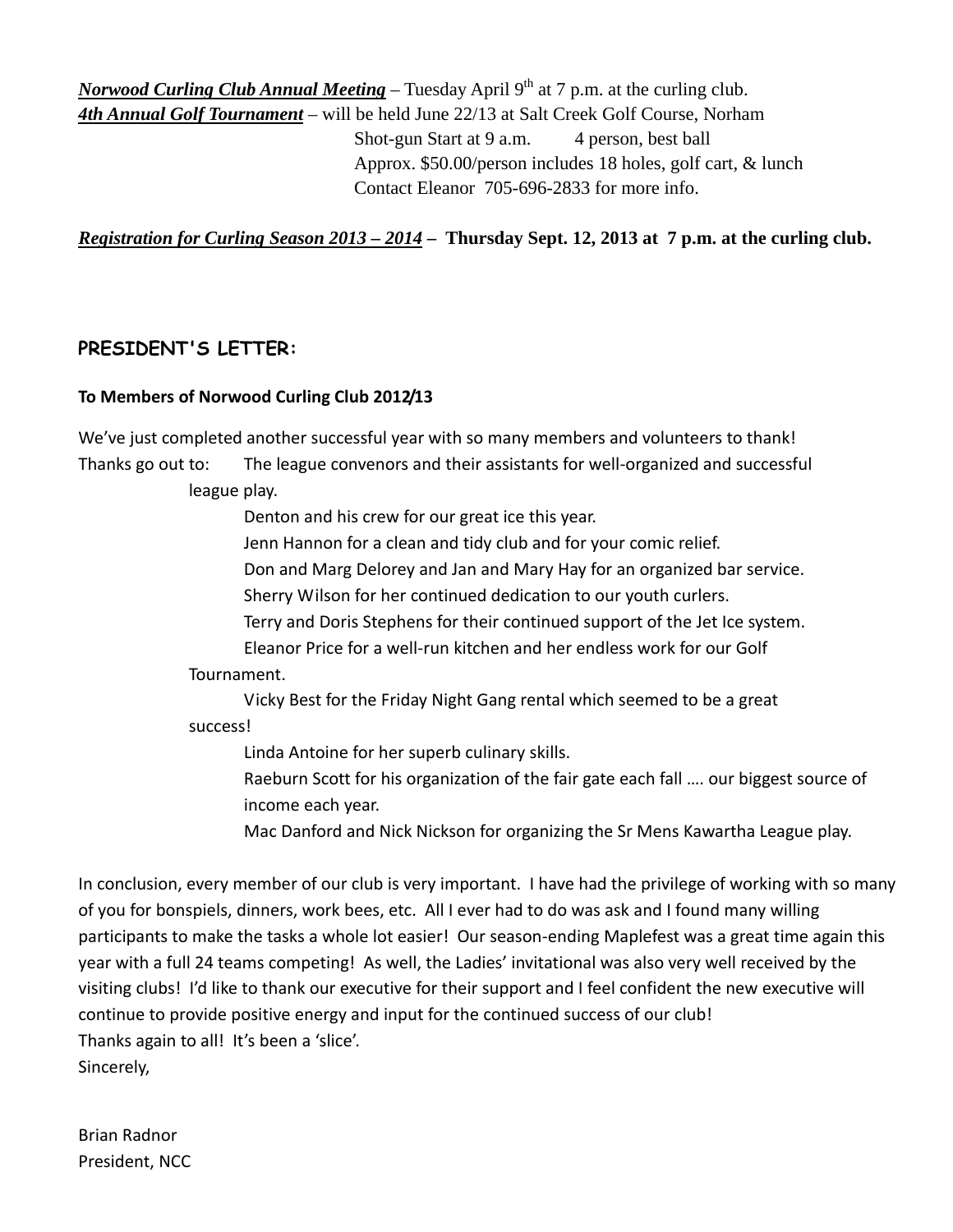***Norwood Curling Club Annual Meeting*** – Tuesday April 9th at 7 p.m. at the curling club.

***4th Annual Golf Tournament*** – will be held June 22/13 at Salt Creek Golf Course, Norham

Shot-gun Start at 9 a.m. 4 person, best ball

Approx. $50.00/person includes 18 holes, golf cart, & lunch

Contact Eleanor 705-696-2833 for more info.

***Registration for Curling Season 2013 – 2014*** – **Thursday Sept. 12, 2013 at 7 p.m. at the curling club.**

## PRESIDENT'S LETTER:

**To Members of Norwood Curling Club 2012/13**

We've just completed another successful year with so many members and volunteers to thank!

Thanks go out to:

- The league convenors and their assistants for well-organized and successful league play.
- Denton and his crew for our great ice this year.
- Jenn Hannon for a clean and tidy club and for your comic relief.
- Don and Marg Delorey and Jan and Mary Hay for an organized bar service.
- Sherry Wilson for her continued dedication to our youth curlers.
- Terry and Doris Stephens for their continued support of the Jet Ice system.
- Eleanor Price for a well-run kitchen and her endless work for our Golf Tournament.
- Vicky Best for the Friday Night Gang rental which seemed to be a great success!
- Linda Antoine for her superb culinary skills.
- Raeburn Scott for his organization of the fair gate each fall …. our biggest source of income each year.
- Mac Danford and Nick Nickson for organizing the Sr Mens Kawartha League play.

In conclusion, every member of our club is very important. I have had the privilege of working with so many of you for bonspiels, dinners, work bees, etc. All I ever had to do was ask and I found many willing participants to make the tasks a whole lot easier! Our season-ending Maplefest was a great time again this year with a full 24 teams competing! As well, the Ladies' invitational was also very well received by the visiting clubs! I'd like to thank our executive for their support and I feel confident the new executive will continue to provide positive energy and input for the continued success of our club!

Thanks again to all! It's been a 'slice'.

Sincerely,

Brian Radnor

President, NCC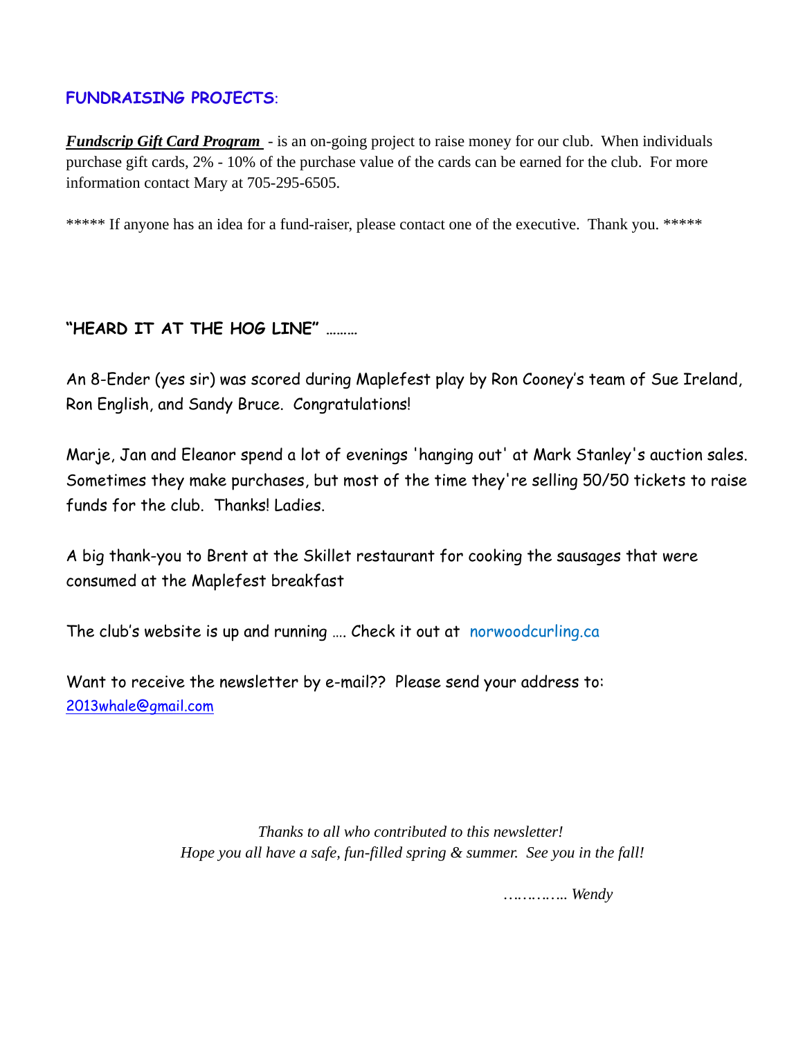## FUNDRAISING PROJECTS:

***Fundscrip Gift Card Program*** - is an on-going project to raise money for our club. When individuals purchase gift cards, 2% - 10% of the purchase value of the cards can be earned for the club. For more information contact Mary at 705-295-6505.

***** If anyone has an idea for a fund-raiser, please contact one of the executive. Thank you. *****

## "HEARD IT AT THE HOG LINE" ………

An 8-Ender (yes sir) was scored during Maplefest play by Ron Cooney's team of Sue Ireland, Ron English, and Sandy Bruce. Congratulations!

Marje, Jan and Eleanor spend a lot of evenings 'hanging out' at Mark Stanley's auction sales. Sometimes they make purchases, but most of the time they're selling 50/50 tickets to raise funds for the club. Thanks! Ladies.

A big thank-you to Brent at the Skillet restaurant for cooking the sausages that were consumed at the Maplefest breakfast

The club's website is up and running …. Check it out at norwoodcurling.ca

Want to receive the newsletter by e-mail?? Please send your address to: 2013whale@gmail.com

*Thanks to all who contributed to this newsletter!*
*Hope you all have a safe, fun-filled spring & summer. See you in the fall!*

*………….. Wendy*